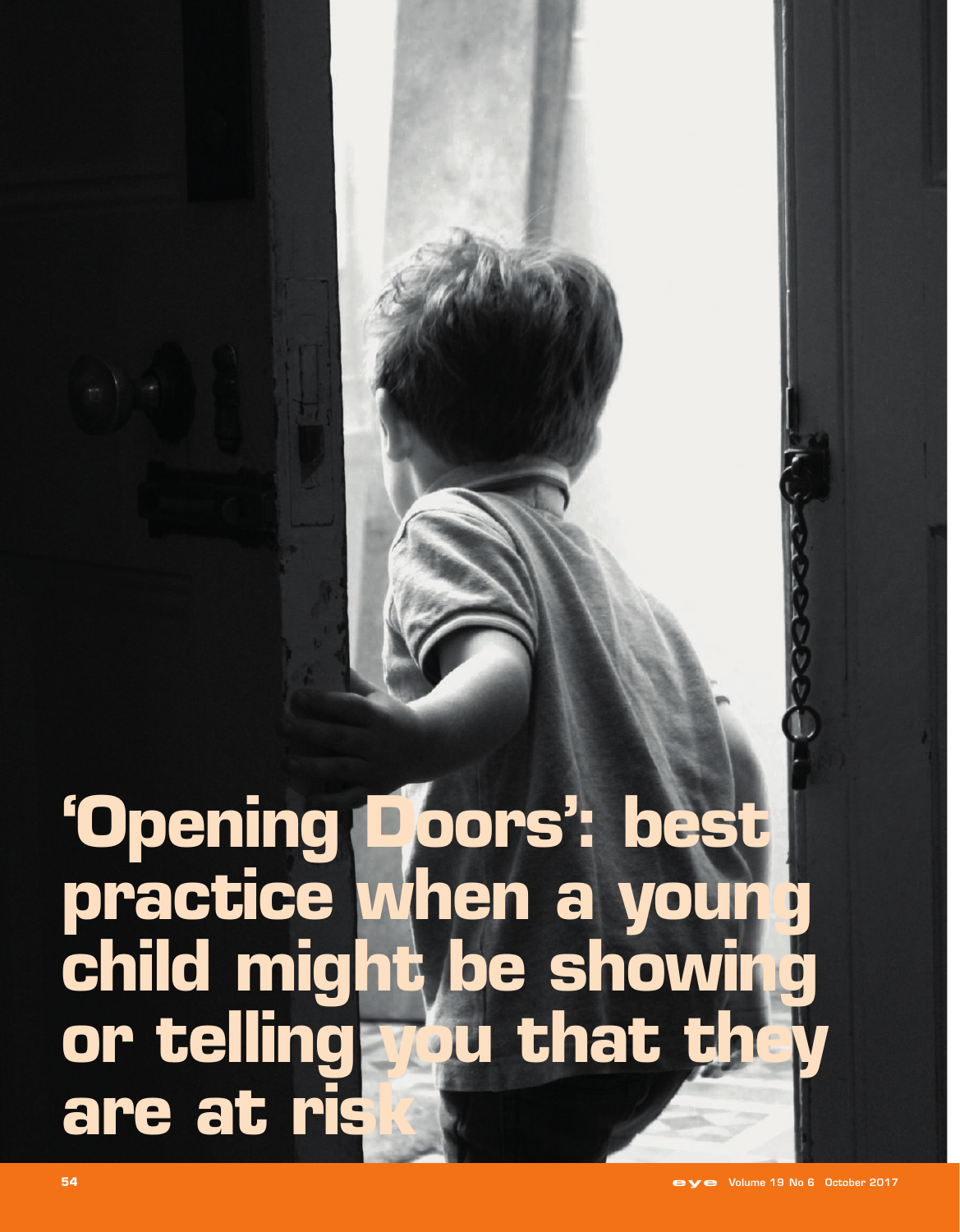# 'Opening Doors': best practice when a young child might be showing or telling you that they are at risk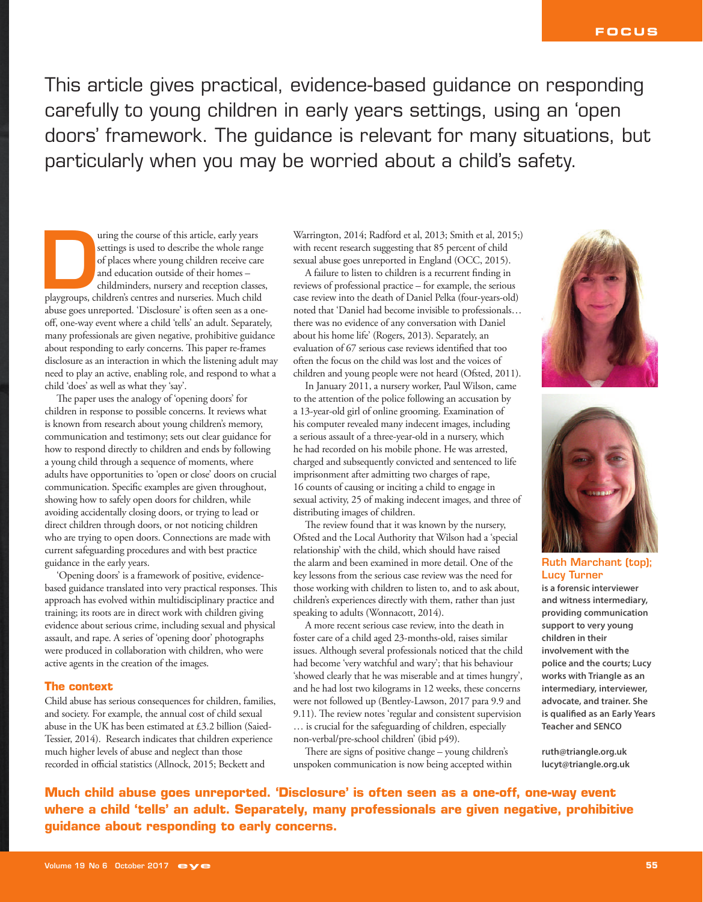This article gives practical, evidence-based guidance on responding carefully to young children in early years settings, using an 'open doors' framework. The guidance is relevant for many situations, but particularly when you may be worried about a child's safety.

During the course of this article, early years settings is used to describe the whole range of places where young children receive care and education outside of their homes – childminders, nursery and reception classes, playgroups, children's centres and nurseries. Much child abuse goes unreported. 'Disclosure' is often seen as a one-off, one-way event where a child 'tells' an adult. Separately, many professionals are given negative, prohibitive guidance about responding to early concerns. This paper re-frames disclosure as an interaction in which the listening adult may need to play an active, enabling role, and respond to what a child 'does' as well as what they 'say'.

The paper uses the analogy of 'opening doors' for children in response to possible concerns. It reviews what is known from research about young children's memory, communication and testimony; sets out clear guidance for how to respond directly to children and ends by following a young child through a sequence of moments, where adults have opportunities to 'open or close' doors on crucial communication. Specific examples are given throughout, showing how to safely open doors for children, while avoiding accidentally closing doors, or trying to lead or direct children through doors, or not noticing children who are trying to open doors. Connections are made with current safeguarding procedures and with best practice guidance in the early years.

'Opening doors' is a framework of positive, evidence-based guidance translated into very practical responses. This approach has evolved within multidisciplinary practice and training; its roots are in direct work with children giving evidence about serious crime, including sexual and physical assault, and rape. A series of 'opening door' photographs were produced in collaboration with children, who were active agents in the creation of the images.

### The context

Child abuse has serious consequences for children, families, and society. For example, the annual cost of child sexual abuse in the UK has been estimated at £3.2 billion (Saied-Tessier, 2014). Research indicates that children experience much higher levels of abuse and neglect than those recorded in official statistics (Allnock, 2015; Beckett and Warrington, 2014; Radford et al, 2013; Smith et al, 2015;) with recent research suggesting that 85 percent of child sexual abuse goes unreported in England (OCC, 2015).

A failure to listen to children is a recurrent finding in reviews of professional practice – for example, the serious case review into the death of Daniel Pelka (four-years-old) noted that 'Daniel had become invisible to professionals… there was no evidence of any conversation with Daniel about his home life' (Rogers, 2013). Separately, an evaluation of 67 serious case reviews identified that too often the focus on the child was lost and the voices of children and young people were not heard (Ofsted, 2011).

In January 2011, a nursery worker, Paul Wilson, came to the attention of the police following an accusation by a 13-year-old girl of online grooming. Examination of his computer revealed many indecent images, including a serious assault of a three-year-old in a nursery, which he had recorded on his mobile phone. He was arrested, charged and subsequently convicted and sentenced to life imprisonment after admitting two charges of rape, 16 counts of causing or inciting a child to engage in sexual activity, 25 of making indecent images, and three of distributing images of children.

The review found that it was known by the nursery, Ofsted and the Local Authority that Wilson had a 'special relationship' with the child, which should have raised the alarm and been examined in more detail. One of the key lessons from the serious case review was the need for those working with children to listen to, and to ask about, children's experiences directly with them, rather than just speaking to adults (Wonnacott, 2014).

A more recent serious case review, into the death in foster care of a child aged 23-months-old, raises similar issues. Although several professionals noticed that the child had become 'very watchful and wary'; that his behaviour 'showed clearly that he was miserable and at times hungry', and he had lost two kilograms in 12 weeks, these concerns were not followed up (Bentley-Lawson, 2017 para 9.9 and 9.11). The review notes 'regular and consistent supervision … is crucial for the safeguarding of children, especially non-verbal/pre-school children' (ibid p49).

There are signs of positive change – young children's unspoken communication is now being accepted within

**Ruth Marchant (top); Lucy Turner**

**is a forensic interviewer and witness intermediary, providing communication support to very young children in their involvement with the police and the courts; Lucy works with Triangle as an intermediary, interviewer, advocate, and trainer. She is qualified as an Early Years Teacher and SENCO**

**ruth@triangle.org.uk**
**lucyt@triangle.org.uk**

**Much child abuse goes unreported. 'Disclosure' is often seen as a one-off, one-way event where a child 'tells' an adult. Separately, many professionals are given negative, prohibitive guidance about responding to early concerns.**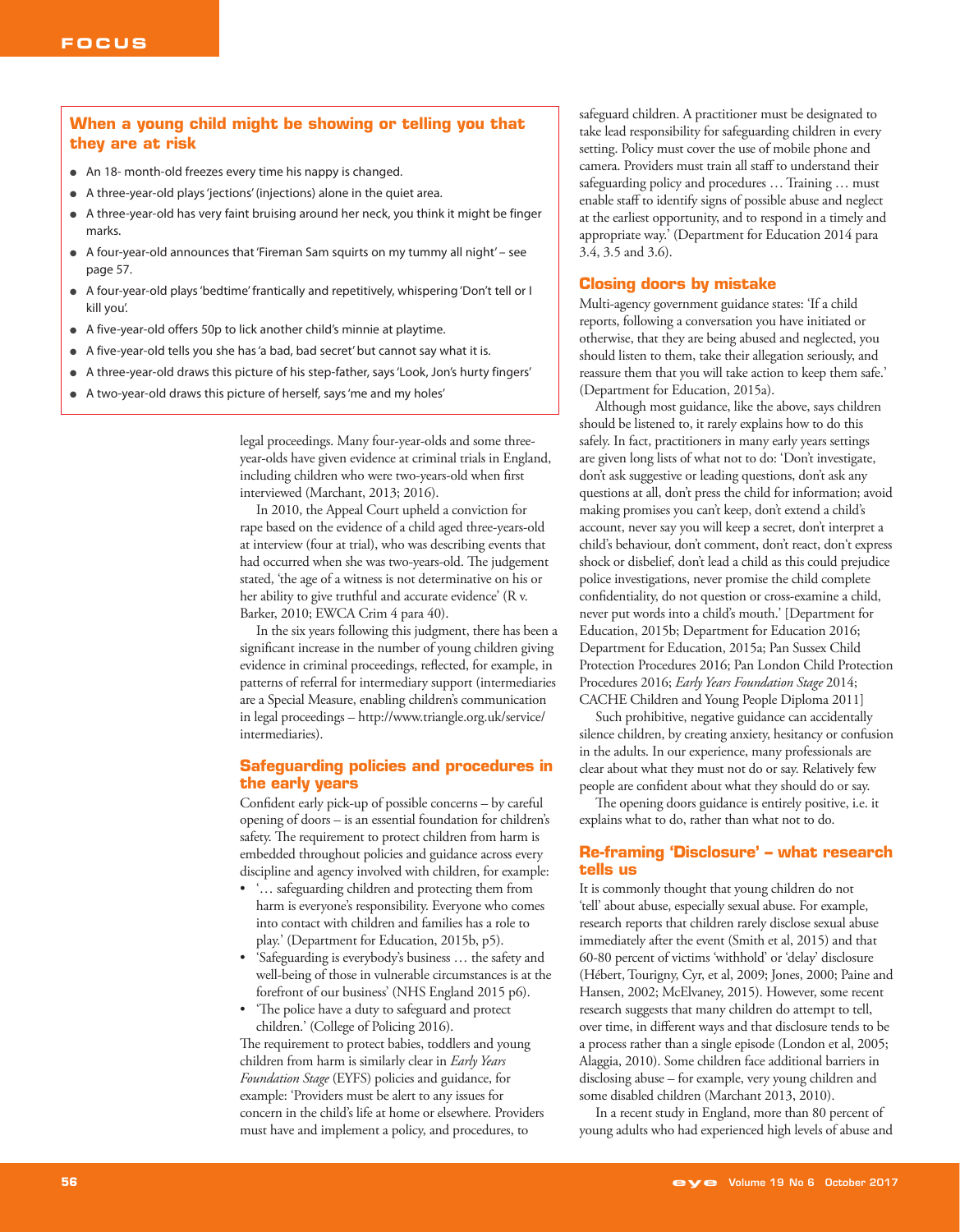### When a young child might be showing or telling you that they are at risk

- An 18- month-old freezes every time his nappy is changed.
- A three-year-old plays 'jections' (injections) alone in the quiet area.
- A three-year-old has very faint bruising around her neck, you think it might be finger marks.
- A four-year-old announces that 'Fireman Sam squirts on my tummy all night' – see page 57.
- A four-year-old plays 'bedtime' frantically and repetitively, whispering 'Don't tell or I kill you'.
- A five-year-old offers 50p to lick another child's minnie at playtime.
- A five-year-old tells you she has 'a bad, bad secret' but cannot say what it is.
- A three-year-old draws this picture of his step-father, says 'Look, Jon's hurty fingers'
- A two-year-old draws this picture of herself, says 'me and my holes'

legal proceedings. Many four-year-olds and some three-year-olds have given evidence at criminal trials in England, including children who were two-years-old when first interviewed (Marchant, 2013; 2016).

In 2010, the Appeal Court upheld a conviction for rape based on the evidence of a child aged three-years-old at interview (four at trial), who was describing events that had occurred when she was two-years-old. The judgement stated, 'the age of a witness is not determinative on his or her ability to give truthful and accurate evidence' (R v. Barker, 2010; EWCA Crim 4 para 40).

In the six years following this judgment, there has been a significant increase in the number of young children giving evidence in criminal proceedings, reflected, for example, in patterns of referral for intermediary support (intermediaries are a Special Measure, enabling children's communication in legal proceedings – http://www.triangle.org.uk/service/intermediaries).

### Safeguarding policies and procedures in the early years

Confident early pick-up of possible concerns – by careful opening of doors – is an essential foundation for children's safety. The requirement to protect children from harm is embedded throughout policies and guidance across every discipline and agency involved with children, for example:

- '… safeguarding children and protecting them from harm is everyone's responsibility. Everyone who comes into contact with children and families has a role to play.' (Department for Education, 2015b, p5).
- 'Safeguarding is everybody's business … the safety and well-being of those in vulnerable circumstances is at the forefront of our business' (NHS England 2015 p6).
- 'The police have a duty to safeguard and protect children.' (College of Policing 2016).

The requirement to protect babies, toddlers and young children from harm is similarly clear in *Early Years Foundation Stage* (EYFS) policies and guidance, for example: 'Providers must be alert to any issues for concern in the child's life at home or elsewhere. Providers must have and implement a policy, and procedures, to safeguard children. A practitioner must be designated to take lead responsibility for safeguarding children in every setting. Policy must cover the use of mobile phone and camera. Providers must train all staff to understand their safeguarding policy and procedures … Training … must enable staff to identify signs of possible abuse and neglect at the earliest opportunity, and to respond in a timely and appropriate way.' (Department for Education 2014 para 3.4, 3.5 and 3.6).

### Closing doors by mistake

Multi-agency government guidance states: 'If a child reports, following a conversation you have initiated or otherwise, that they are being abused and neglected, you should listen to them, take their allegation seriously, and reassure them that you will take action to keep them safe.' (Department for Education, 2015a).

Although most guidance, like the above, says children should be listened to, it rarely explains how to do this safely. In fact, practitioners in many early years settings are given long lists of what not to do: 'Don't investigate, don't ask suggestive or leading questions, don't ask any questions at all, don't press the child for information; avoid making promises you can't keep, don't extend a child's account, never say you will keep a secret, don't interpret a child's behaviour, don't comment, don't react, don't express shock or disbelief, don't lead a child as this could prejudice police investigations, never promise the child complete confidentiality, do not question or cross-examine a child, never put words into a child's mouth.' [Department for Education, 2015b; Department for Education 2016; Department for Education, 2015a; Pan Sussex Child Protection Procedures 2016; Pan London Child Protection Procedures 2016; *Early Years Foundation Stage* 2014; CACHE Children and Young People Diploma 2011]

Such prohibitive, negative guidance can accidentally silence children, by creating anxiety, hesitancy or confusion in the adults. In our experience, many professionals are clear about what they must not do or say. Relatively few people are confident about what they should do or say.

The opening doors guidance is entirely positive, i.e. it explains what to do, rather than what not to do.

### Re-framing 'Disclosure' – what research tells us

It is commonly thought that young children do not 'tell' about abuse, especially sexual abuse. For example, research reports that children rarely disclose sexual abuse immediately after the event (Smith et al, 2015) and that 60-80 percent of victims 'withhold' or 'delay' disclosure (Hébert, Tourigny, Cyr, et al, 2009; Jones, 2000; Paine and Hansen, 2002; McElvaney, 2015). However, some recent research suggests that many children do attempt to tell, over time, in different ways and that disclosure tends to be a process rather than a single episode (London et al, 2005; Alaggia, 2010). Some children face additional barriers in disclosing abuse – for example, very young children and some disabled children (Marchant 2013, 2010).

In a recent study in England, more than 80 percent of young adults who had experienced high levels of abuse and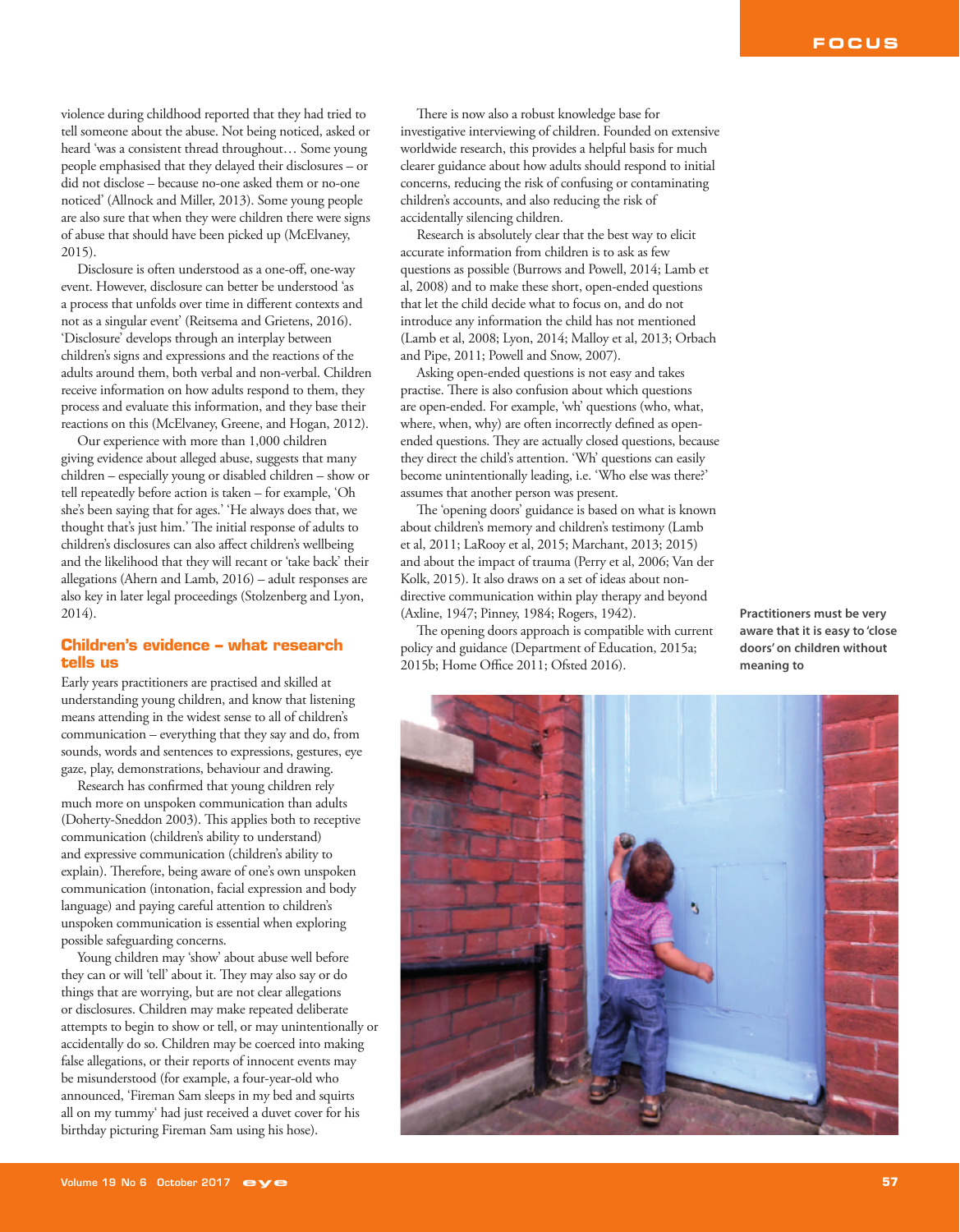violence during childhood reported that they had tried to tell someone about the abuse. Not being noticed, asked or heard 'was a consistent thread throughout… Some young people emphasised that they delayed their disclosures – or did not disclose – because no-one asked them or no-one noticed' (Allnock and Miller, 2013). Some young people are also sure that when they were children there were signs of abuse that should have been picked up (McElvaney, 2015).

Disclosure is often understood as a one-off, one-way event. However, disclosure can better be understood 'as a process that unfolds over time in different contexts and not as a singular event' (Reitsema and Grietens, 2016). 'Disclosure' develops through an interplay between children's signs and expressions and the reactions of the adults around them, both verbal and non-verbal. Children receive information on how adults respond to them, they process and evaluate this information, and they base their reactions on this (McElvaney, Greene, and Hogan, 2012).

Our experience with more than 1,000 children giving evidence about alleged abuse, suggests that many children – especially young or disabled children – show or tell repeatedly before action is taken – for example, 'Oh she's been saying that for ages.' 'He always does that, we thought that's just him.' The initial response of adults to children's disclosures can also affect children's wellbeing and the likelihood that they will recant or 'take back' their allegations (Ahern and Lamb, 2016) – adult responses are also key in later legal proceedings (Stolzenberg and Lyon, 2014).

## Children's evidence – what research tells us

Early years practitioners are practised and skilled at understanding young children, and know that listening means attending in the widest sense to all of children's communication – everything that they say and do, from sounds, words and sentences to expressions, gestures, eye gaze, play, demonstrations, behaviour and drawing.

Research has confirmed that young children rely much more on unspoken communication than adults (Doherty-Sneddon 2003). This applies both to receptive communication (children's ability to understand) and expressive communication (children's ability to explain). Therefore, being aware of one's own unspoken communication (intonation, facial expression and body language) and paying careful attention to children's unspoken communication is essential when exploring possible safeguarding concerns.

Young children may 'show' about abuse well before they can or will 'tell' about it. They may also say or do things that are worrying, but are not clear allegations or disclosures. Children may make repeated deliberate attempts to begin to show or tell, or may unintentionally or accidentally do so. Children may be coerced into making false allegations, or their reports of innocent events may be misunderstood (for example, a four-year-old who announced, 'Fireman Sam sleeps in my bed and squirts all on my tummy' had just received a duvet cover for his birthday picturing Fireman Sam using his hose).

There is now also a robust knowledge base for investigative interviewing of children. Founded on extensive worldwide research, this provides a helpful basis for much clearer guidance about how adults should respond to initial concerns, reducing the risk of confusing or contaminating children's accounts, and also reducing the risk of accidentally silencing children.

Research is absolutely clear that the best way to elicit accurate information from children is to ask as few questions as possible (Burrows and Powell, 2014; Lamb et al, 2008) and to make these short, open-ended questions that let the child decide what to focus on, and do not introduce any information the child has not mentioned (Lamb et al, 2008; Lyon, 2014; Malloy et al, 2013; Orbach and Pipe, 2011; Powell and Snow, 2007).

Asking open-ended questions is not easy and takes practise. There is also confusion about which questions are open-ended. For example, 'wh' questions (who, what, where, when, why) are often incorrectly defined as open-ended questions. They are actually closed questions, because they direct the child's attention. 'Wh' questions can easily become unintentionally leading, i.e. 'Who else was there?' assumes that another person was present.

The 'opening doors' guidance is based on what is known about children's memory and children's testimony (Lamb et al, 2011; LaRooy et al, 2015; Marchant, 2013; 2015) and about the impact of trauma (Perry et al, 2006; Van der Kolk, 2015). It also draws on a set of ideas about non-directive communication within play therapy and beyond (Axline, 1947; Pinney, 1984; Rogers, 1942).

The opening doors approach is compatible with current policy and guidance (Department of Education, 2015a; 2015b; Home Office 2011; Ofsted 2016).

**Practitioners must be very aware that it is easy to 'close doors' on children without meaning to**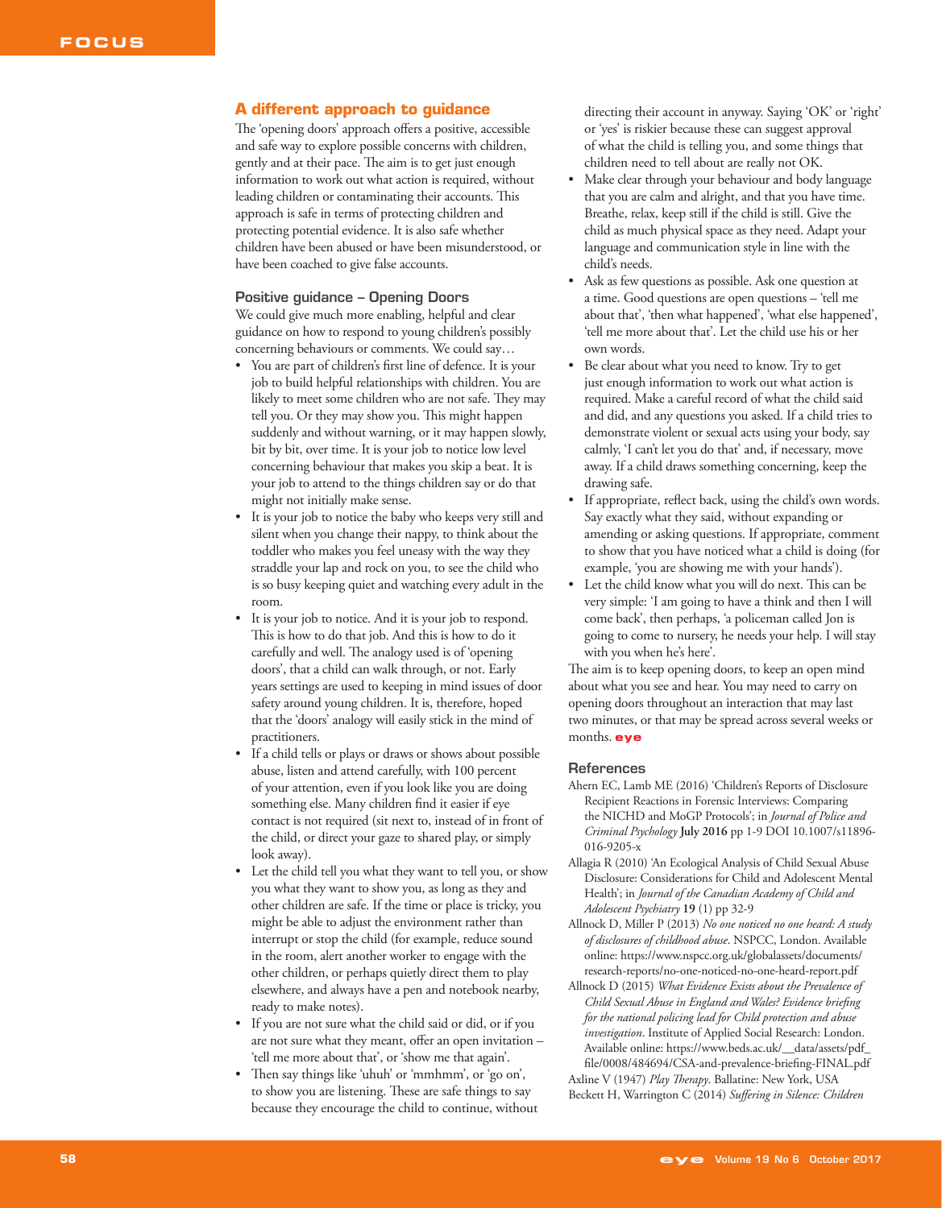## A different approach to guidance

The 'opening doors' approach offers a positive, accessible and safe way to explore possible concerns with children, gently and at their pace. The aim is to get just enough information to work out what action is required, without leading children or contaminating their accounts. This approach is safe in terms of protecting children and protecting potential evidence. It is also safe whether children have been abused or have been misunderstood, or have been coached to give false accounts.

### Positive guidance – Opening Doors

We could give much more enabling, helpful and clear guidance on how to respond to young children's possibly concerning behaviours or comments. We could say…

- You are part of children's first line of defence. It is your job to build helpful relationships with children. You are likely to meet some children who are not safe. They may tell you. Or they may show you. This might happen suddenly and without warning, or it may happen slowly, bit by bit, over time. It is your job to notice low level concerning behaviour that makes you skip a beat. It is your job to attend to the things children say or do that might not initially make sense.
- It is your job to notice the baby who keeps very still and silent when you change their nappy, to think about the toddler who makes you feel uneasy with the way they straddle your lap and rock on you, to see the child who is so busy keeping quiet and watching every adult in the room.
- It is your job to notice. And it is your job to respond. This is how to do that job. And this is how to do it carefully and well. The analogy used is of 'opening doors', that a child can walk through, or not. Early years settings are used to keeping in mind issues of door safety around young children. It is, therefore, hoped that the 'doors' analogy will easily stick in the mind of practitioners.
- If a child tells or plays or draws or shows about possible abuse, listen and attend carefully, with 100 percent of your attention, even if you look like you are doing something else. Many children find it easier if eye contact is not required (sit next to, instead of in front of the child, or direct your gaze to shared play, or simply look away).
- Let the child tell you what they want to tell you, or show you what they want to show you, as long as they and other children are safe. If the time or place is tricky, you might be able to adjust the environment rather than interrupt or stop the child (for example, reduce sound in the room, alert another worker to engage with the other children, or perhaps quietly direct them to play elsewhere, and always have a pen and notebook nearby, ready to make notes).
- If you are not sure what the child said or did, or if you are not sure what they meant, offer an open invitation – 'tell me more about that', or 'show me that again'.
- Then say things like 'uhuh' or 'mmhmm', or 'go on', to show you are listening. These are safe things to say because they encourage the child to continue, without directing their account in anyway. Saying 'OK' or 'right' or 'yes' is riskier because these can suggest approval of what the child is telling you, and some things that children need to tell about are really not OK.
- Make clear through your behaviour and body language that you are calm and alright, and that you have time. Breathe, relax, keep still if the child is still. Give the child as much physical space as they need. Adapt your language and communication style in line with the child's needs.
- Ask as few questions as possible. Ask one question at a time. Good questions are open questions – 'tell me about that', 'then what happened', 'what else happened', 'tell me more about that'. Let the child use his or her own words.
- Be clear about what you need to know. Try to get just enough information to work out what action is required. Make a careful record of what the child said and did, and any questions you asked. If a child tries to demonstrate violent or sexual acts using your body, say calmly, 'I can't let you do that' and, if necessary, move away. If a child draws something concerning, keep the drawing safe.
- If appropriate, reflect back, using the child's own words. Say exactly what they said, without expanding or amending or asking questions. If appropriate, comment to show that you have noticed what a child is doing (for example, 'you are showing me with your hands').
- Let the child know what you will do next. This can be very simple: 'I am going to have a think and then I will come back', then perhaps, 'a policeman called Jon is going to come to nursery, he needs your help. I will stay with you when he's here'.

The aim is to keep opening doors, to keep an open mind about what you see and hear. You may need to carry on opening doors throughout an interaction that may last two minutes, or that may be spread across several weeks or months. **eye**

### References

Ahern EC, Lamb ME (2016) 'Children's Reports of Disclosure Recipient Reactions in Forensic Interviews: Comparing the NICHD and MoGP Protocols'; in *Journal of Police and Criminal Psychology* **July 2016** pp 1-9 DOI 10.1007/s11896-016-9205-x

Allagia R (2010) 'An Ecological Analysis of Child Sexual Abuse Disclosure: Considerations for Child and Adolescent Mental Health'; in *Journal of the Canadian Academy of Child and Adolescent Psychiatry* **19** (1) pp 32-9

Allnock D, Miller P (2013) *No one noticed no one heard: A study of disclosures of childhood abuse*. NSPCC, London. Available online: https://www.nspcc.org.uk/globalassets/documents/research-reports/no-one-noticed-no-one-heard-report.pdf

Allnock D (2015) *What Evidence Exists about the Prevalence of Child Sexual Abuse in England and Wales? Evidence briefing for the national policing lead for Child protection and abuse investigation*. Institute of Applied Social Research: London. Available online: https://www.beds.ac.uk/__data/assets/pdf_file/0008/484694/CSA-and-prevalence-briefing-FINAL.pdf

Axline V (1947) *Play Therapy*. Ballatine: New York, USA

Beckett H, Warrington C (2014) *Suffering in Silence: Children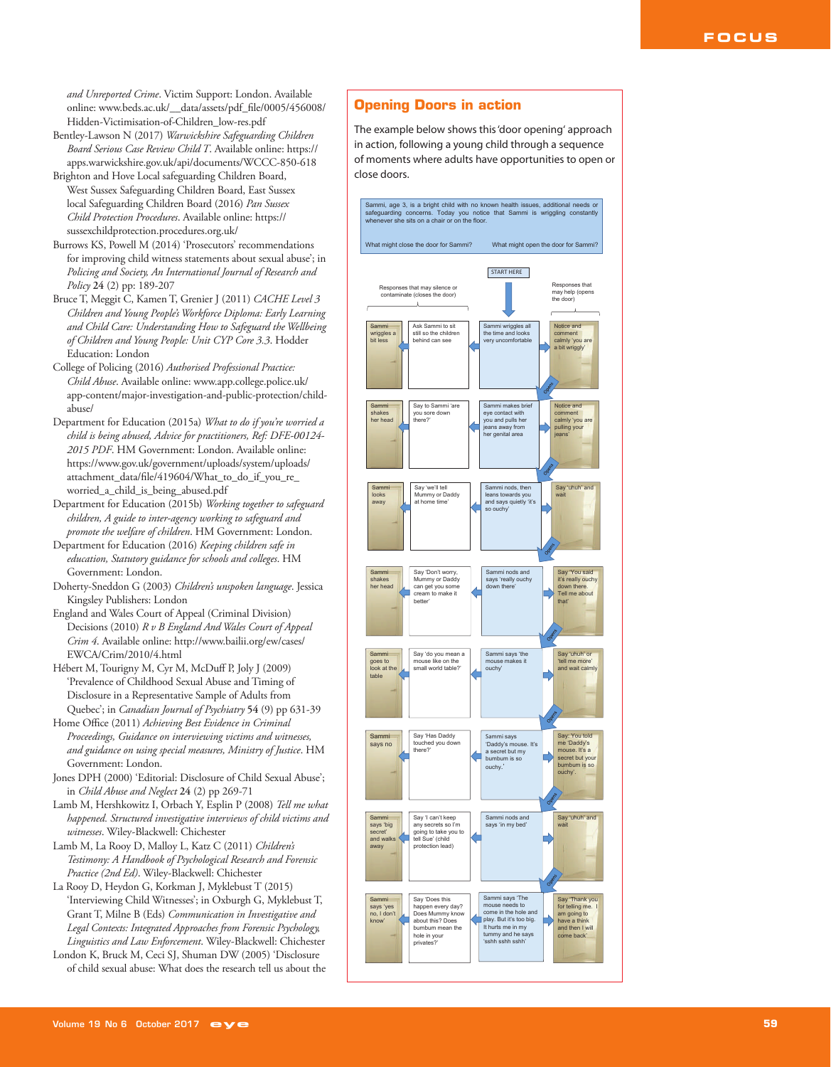and Unreported Crime*. Victim Support: London. Available online: www.beds.ac.uk/__data/assets/pdf_file/0005/456008/Hidden-Victimisation-of-Children_low-res.pdf

Bentley-Lawson N (2017) *Warwickshire Safeguarding Children Board Serious Case Review Child T*. Available online: https://apps.warwickshire.gov.uk/api/documents/WCCC-850-618

Brighton and Hove Local safeguarding Children Board, West Sussex Safeguarding Children Board, East Sussex local Safeguarding Children Board (2016) *Pan Sussex Child Protection Procedures*. Available online: https://sussexchildprotection.procedures.org.uk/

Burrows KS, Powell M (2014) 'Prosecutors' recommendations for improving child witness statements about sexual abuse'; in *Policing and Society, An International Journal of Research and Policy* 24 (2) pp: 189-207

Bruce T, Meggit C, Kamen T, Grenier J (2011) *CACHE Level 3 Children and Young People's Workforce Diploma: Early Learning and Child Care: Understanding How to Safeguard the Wellbeing of Children and Young People: Unit CYP Core 3.3*. Hodder Education: London

College of Policing (2016) *Authorised Professional Practice: Child Abuse*. Available online: www.app.college.police.uk/app-content/major-investigation-and-public-protection/child-abuse/

Department for Education (2015a) *What to do if you're worried a child is being abused, Advice for practitioners, Ref: DFE-00124-2015 PDF*. HM Government: London. Available online: https://www.gov.uk/government/uploads/system/uploads/attachment_data/file/419604/What_to_do_if_you_re_worried_a_child_is_being_abused.pdf

Department for Education (2015b) *Working together to safeguard children, A guide to inter-agency working to safeguard and promote the welfare of children*. HM Government: London.

Department for Education (2016) *Keeping children safe in education, Statutory guidance for schools and colleges*. HM Government: London.

Doherty-Sneddon G (2003) *Children's unspoken language*. Jessica Kingsley Publishers: London

England and Wales Court of Appeal (Criminal Division) Decisions (2010) *R v B England And Wales Court of Appeal Crim 4*. Available online: http://www.bailii.org/ew/cases/EWCA/Crim/2010/4.html

Hébert M, Tourigny M, Cyr M, McDuff P, Joly J (2009) 'Prevalence of Childhood Sexual Abuse and Timing of Disclosure in a Representative Sample of Adults from Quebec'; in *Canadian Journal of Psychiatry* 54 (9) pp 631-39

Home Office (2011) *Achieving Best Evidence in Criminal Proceedings, Guidance on interviewing victims and witnesses, and guidance on using special measures, Ministry of Justice*. HM Government: London.

Jones DPH (2000) 'Editorial: Disclosure of Child Sexual Abuse'; in *Child Abuse and Neglect* 24 (2) pp 269-71

Lamb M, Hershkowitz I, Orbach Y, Esplin P (2008) *Tell me what happened. Structured investigative interviews of child victims and witnesses*. Wiley-Blackwell: Chichester

Lamb M, La Rooy D, Malloy L, Katz C (2011) *Children's Testimony: A Handbook of Psychological Research and Forensic Practice (2nd Ed)*. Wiley-Blackwell: Chichester

La Rooy D, Heydon G, Korkman J, Myklebust T (2015) 'Interviewing Child Witnesses'; in Oxburgh G, Myklebust T, Grant T, Milne B (Eds) *Communication in Investigative and Legal Contexts: Integrated Approaches from Forensic Psychology, Linguistics and Law Enforcement*. Wiley-Blackwell: Chichester

London K, Bruck M, Ceci SJ, Shuman DW (2005) 'Disclosure of child sexual abuse: What does the research tell us about the

## Opening Doors in action

The example below shows this 'door opening' approach in action, following a young child through a sequence of moments where adults have opportunities to open or close doors.

Sammi, age 3, is a bright child with no known health issues, additional needs or safeguarding concerns. Today you notice that Sammi is wriggling constantly whenever she sits on a chair or on the floor.

What might close the door for Sammi? | What might open the door for Sammi?

START HERE

| Responses that may silence or contaminate (closes the door) | | Sammi | Responses that may help (opens the door) |
|---|---|---|---|
| Sammi wriggles a bit less | Ask Sammi to sit still so the children behind can see | Sammi wriggles all the time and looks very uncomfortable | Notice and comment calmly 'you are a bit wriggly' |
| Sammi shakes her head | Say to Sammi 'are you sore down there?' | Sammi makes brief eye contact with you and pulls her jeans away from her genital area | Notice and comment calmly 'you are pulling your jeans' |
| Sammi looks away | Say 'we'll tell Mummy or Daddy at home time' | Sammi nods, then leans towards you and says quietly 'it's so ouchy' | Say 'uhuh' and wait |
| Sammi shakes her head | Say 'Don't worry, Mummy or Daddy can get you some cream to make it better' | Sammi nods and says 'really ouchy down there' | Say 'You said it's really ouchy down there. Tell me about that' |
| Sammi goes to look at the table | Say 'do you mean a mouse like on the small world table?' | Sammi says 'the mouse makes it ouchy' | Say 'uhuh' or 'tell me more' and wait calmly |
| Sammi says no | Say 'Has Daddy touched you down there?' | Sammi says 'Daddy's mouse. It's a secret but my bumbum is so ouchy.' | Say: You told me 'Daddy's mouse. It's a secret but your bumbum is so ouchy'. |
| Sammi says 'big secret' and walks away | Say 'I can't keep any secrets so I'm going to take you to tell Sue' (child protection lead) | Sammi nods and says 'in my bed' | Say 'uhuh' and wait |
| Sammi says 'yes no, I don't know' | Say 'Does this happen every day? Does Mummy know about this? Does bumbum mean the hole in your privates?' | Sammi says 'The mouse needs to come in the hole and play. But it's too big. It hurts me in my tummy and he says 'sshh sshh sshh' | Say 'Thank you for telling me. I am going to have a think and then I will come back'. |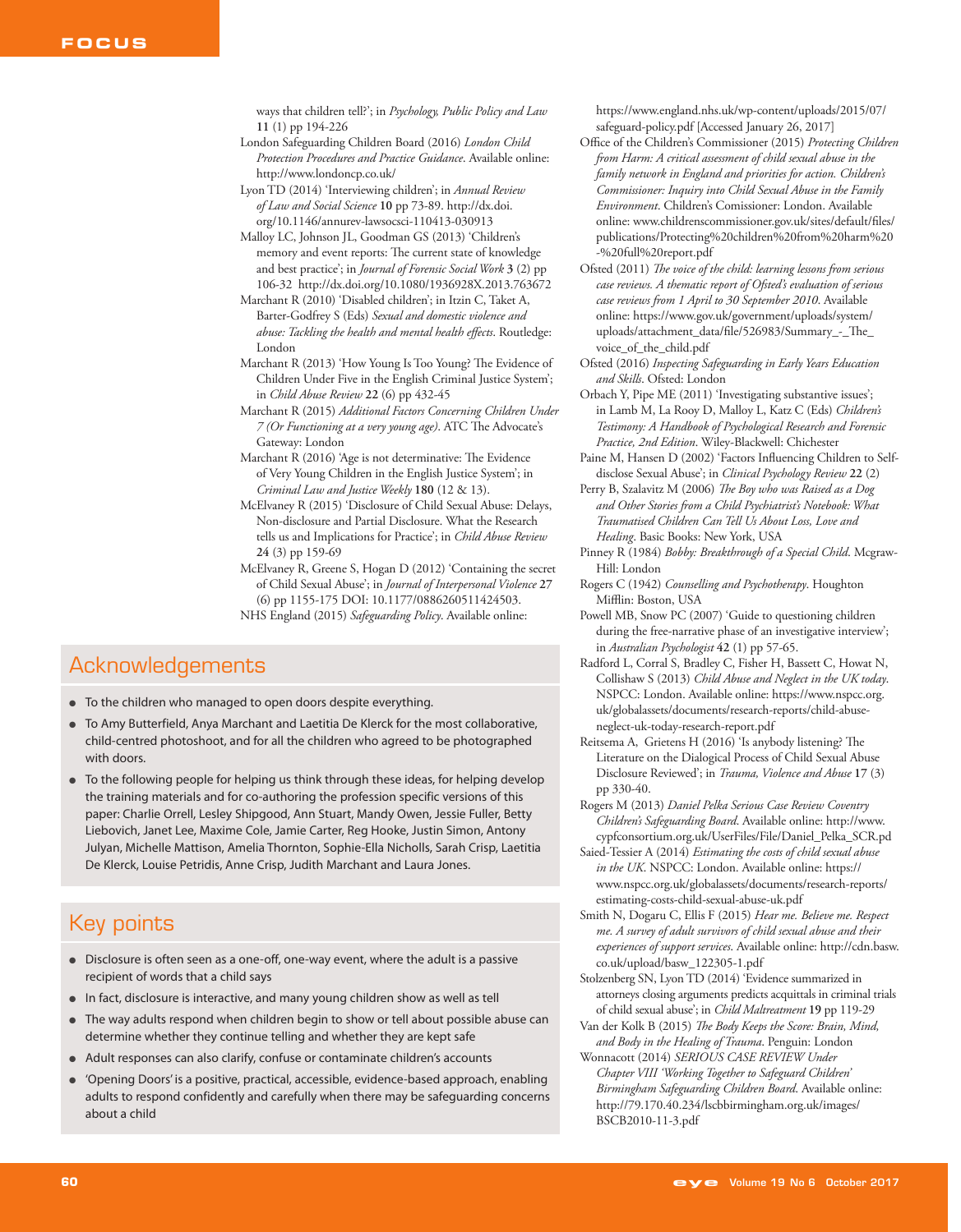ways that children tell?'; in *Psychology, Public Policy and Law* **11** (1) pp 194-226

London Safeguarding Children Board (2016) *London Child Protection Procedures and Practice Guidance*. Available online: http://www.londoncp.co.uk/

Lyon TD (2014) 'Interviewing children'; in *Annual Review of Law and Social Science* **10** pp 73-89. http://dx.doi.org/10.1146/annurev-lawsocsci-110413-030913

Malloy LC, Johnson JL, Goodman GS (2013) 'Children's memory and event reports: The current state of knowledge and best practice'; in *Journal of Forensic Social Work* **3** (2) pp 106-32 http://dx.doi.org/10.1080/1936928X.2013.763672

Marchant R (2010) 'Disabled children'; in Itzin C, Taket A, Barter-Godfrey S (Eds) *Sexual and domestic violence and abuse: Tackling the health and mental health effects*. Routledge: London

Marchant R (2013) 'How Young Is Too Young? The Evidence of Children Under Five in the English Criminal Justice System'; in *Child Abuse Review* **22** (6) pp 432-45

Marchant R (2015) *Additional Factors Concerning Children Under 7 (Or Functioning at a very young age)*. ATC The Advocate's Gateway: London

Marchant R (2016) 'Age is not determinative: The Evidence of Very Young Children in the English Justice System'; in *Criminal Law and Justice Weekly* **180** (12 & 13).

McElvaney R (2015) 'Disclosure of Child Sexual Abuse: Delays, Non-disclosure and Partial Disclosure. What the Research tells us and Implications for Practice'; in *Child Abuse Review* **24** (3) pp 159-69

McElvaney R, Greene S, Hogan D (2012) 'Containing the secret of Child Sexual Abuse'; in *Journal of Interpersonal Violence* **27** (6) pp 1155-175 DOI: 10.1177/0886260511424503.

NHS England (2015) *Safeguarding Policy*. Available online: https://www.england.nhs.uk/wp-content/uploads/2015/07/safeguard-policy.pdf [Accessed January 26, 2017]

Office of the Children's Commissioner (2015) *Protecting Children from Harm: A critical assessment of child sexual abuse in the family network in England and priorities for action. Children's Commissioner: Inquiry into Child Sexual Abuse in the Family Environment*. Children's Comissioner: London. Available online: www.childrenscommissioner.gov.uk/sites/default/files/publications/Protecting%20children%20from%20harm%20-%20full%20report.pdf

Ofsted (2011) *The voice of the child: learning lessons from serious case reviews. A thematic report of Ofsted's evaluation of serious case reviews from 1 April to 30 September 2010*. Available online: https://www.gov.uk/government/uploads/system/uploads/attachment_data/file/526983/Summary_-_The_voice_of_the_child.pdf

Ofsted (2016) *Inspecting Safeguarding in Early Years Education and Skills*. Ofsted: London

Orbach Y, Pipe ME (2011) 'Investigating substantive issues'; in Lamb M, La Rooy D, Malloy L, Katz C (Eds) *Children's Testimony: A Handbook of Psychological Research and Forensic Practice, 2nd Edition*. Wiley-Blackwell: Chichester

Paine M, Hansen D (2002) 'Factors Influencing Children to Self-disclose Sexual Abuse'; in *Clinical Psychology Review* **22** (2)

Perry B, Szalavitz M (2006) *The Boy who was Raised as a Dog and Other Stories from a Child Psychiatrist's Notebook: What Traumatised Children Can Tell Us About Loss, Love and Healing*. Basic Books: New York, USA

Pinney R (1984) *Bobby: Breakthrough of a Special Child*. Mcgraw-Hill: London

Rogers C (1942) *Counselling and Psychotherapy*. Houghton Mifflin: Boston, USA

Powell MB, Snow PC (2007) 'Guide to questioning children during the free-narrative phase of an investigative interview'; in *Australian Psychologist* **42** (1) pp 57-65.

Radford L, Corral S, Bradley C, Fisher H, Bassett C, Howat N, Collishaw S (2013) *Child Abuse and Neglect in the UK today*. NSPCC: London. Available online: https://www.nspcc.org.uk/globalassets/documents/research-reports/child-abuse-neglect-uk-today-research-report.pdf

Reitsema A, Grietens H (2016) 'Is anybody listening? The Literature on the Dialogical Process of Child Sexual Abuse Disclosure Reviewed'; in *Trauma, Violence and Abuse* **17** (3) pp 330-40.

Rogers M (2013) *Daniel Pelka Serious Case Review Coventry Children's Safeguarding Board*. Available online: http://www.cypfconsortium.org.uk/UserFiles/File/Daniel_Pelka_SCR.pd

Saied-Tessier A (2014) *Estimating the costs of child sexual abuse in the UK*. NSPCC: London. Available online: https://www.nspcc.org.uk/globalassets/documents/research-reports/estimating-costs-child-sexual-abuse-uk.pdf

Smith N, Dogaru C, Ellis F (2015) *Hear me. Believe me. Respect me. A survey of adult survivors of child sexual abuse and their experiences of support services*. Available online: http://cdn.basw.co.uk/upload/basw_122305-1.pdf

Stolzenberg SN, Lyon TD (2014) 'Evidence summarized in attorneys closing arguments predicts acquittals in criminal trials of child sexual abuse'; in *Child Maltreatment* **19** pp 119-29

Van der Kolk B (2015) *The Body Keeps the Score: Brain, Mind, and Body in the Healing of Trauma*. Penguin: London

Wonnacott (2014) *SERIOUS CASE REVIEW Under Chapter VIII 'Working Together to Safeguard Children' Birmingham Safeguarding Children Board*. Available online: http://79.170.40.234/lscbbirmingham.org.uk/images/BSCB2010-11-3.pdf

## Acknowledgements

- To the children who managed to open doors despite everything.
- To Amy Butterfield, Anya Marchant and Laetitia De Klerck for the most collaborative, child-centred photoshoot, and for all the children who agreed to be photographed with doors.
- To the following people for helping us think through these ideas, for helping develop the training materials and for co-authoring the profession specific versions of this paper: Charlie Orrell, Lesley Shipgood, Ann Stuart, Mandy Owen, Jessie Fuller, Betty Liebovich, Janet Lee, Maxime Cole, Jamie Carter, Reg Hooke, Justin Simon, Antony Julyan, Michelle Mattison, Amelia Thornton, Sophie-Ella Nicholls, Sarah Crisp, Laetitia De Klerck, Louise Petridis, Anne Crisp, Judith Marchant and Laura Jones.

## Key points

- Disclosure is often seen as a one-off, one-way event, where the adult is a passive recipient of words that a child says
- In fact, disclosure is interactive, and many young children show as well as tell
- The way adults respond when children begin to show or tell about possible abuse can determine whether they continue telling and whether they are kept safe
- Adult responses can also clarify, confuse or contaminate children's accounts
- 'Opening Doors' is a positive, practical, accessible, evidence-based approach, enabling adults to respond confidently and carefully when there may be safeguarding concerns about a child